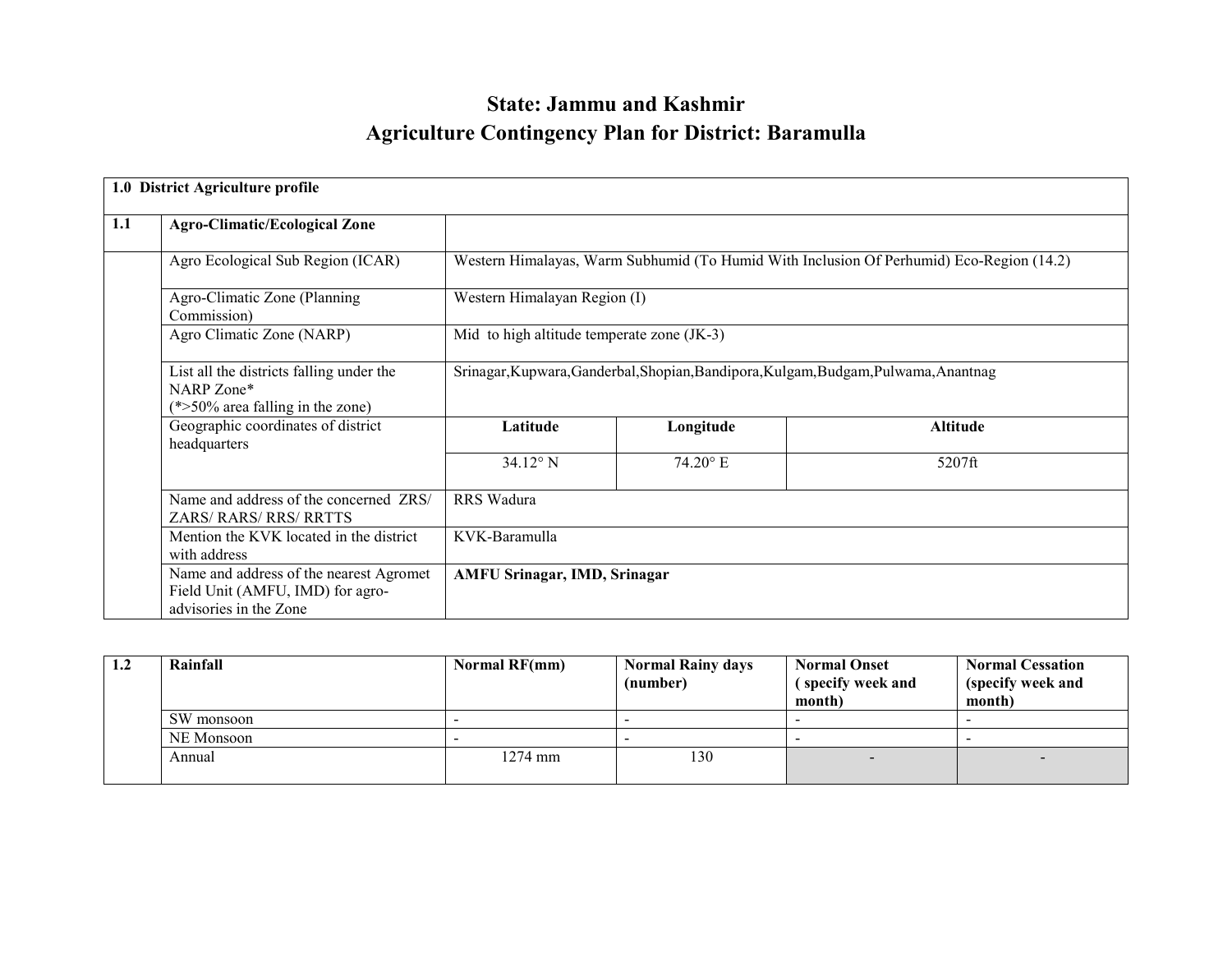# State: Jammu and Kashmir
# Agriculture Contingency Plan for District: Baramulla

| 1.0 District Agriculture profile | | | | |
|---|---|---|---|---|
| **1.1** | **Agro-Climatic/Ecological Zone** | | | |
| | Agro Ecological Sub Region (ICAR) | Western Himalayas, Warm Subhumid (To Humid With Inclusion Of Perhumid) Eco-Region (14.2) | | |
| | Agro-Climatic Zone (Planning Commission) | Western Himalayan Region (I) | | |
| | Agro Climatic Zone (NARP) | Mid to high altitude temperate zone (JK-3) | | |
| | List all the districts falling under the NARP Zone* (*>50% area falling in the zone) | Srinagar,Kupwara,Ganderbal,Shopian,Bandipora,Kulgam,Budgam,Pulwama,Anantnag | | |
| | Geographic coordinates of district headquarters | **Latitude** | **Longitude** | **Altitude** |
| | | 34.12° N | 74.20° E | 5207ft |
| | Name and address of the concerned ZRS/ ZARS/ RARS/ RRS/ RRTTS | RRS Wadura | | |
| | Mention the KVK located in the district with address | KVK-Baramulla | | |
| | Name and address of the nearest Agromet Field Unit (AMFU, IMD) for agro-advisories in the Zone | **AMFU Srinagar, IMD, Srinagar** | | |

| 1.2 | Rainfall | Normal RF(mm) | Normal Rainy days (number) | Normal Onset ( specify week and month) | Normal Cessation (specify week and month) |
|---|---|---|---|---|---|
| | SW monsoon | - | - | - | - |
| | NE Monsoon | - | - | - | - |
| | Annual | 1274 mm | 130 | - | - |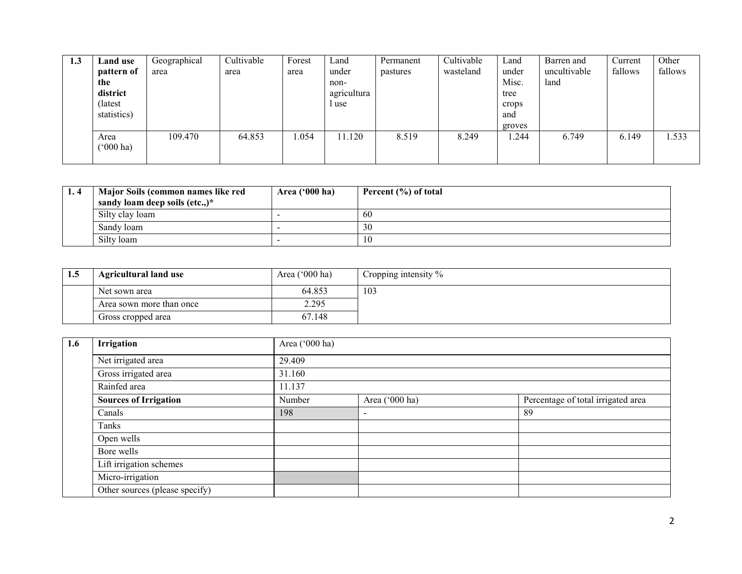| 1.3 | Land use pattern of the district (latest statistics) | Geographical area | Cultivable area | Forest area | Land under non-agricultural use | Permanent pastures | Cultivable wasteland | Land under Misc. tree crops and groves | Barren and uncultivable land | Current fallows | Other fallows |
|---|---|---|---|---|---|---|---|---|---|---|---|
| | Area ('000 ha) | 109.470 | 64.853 | 1.054 | 11.120 | 8.519 | 8.249 | 1.244 | 6.749 | 6.149 | 1.533 |

| 1. 4 | Major Soils (common names like red sandy loam deep soils (etc.,)* | Area ('000 ha) | Percent (%) of total |
|---|---|---|---|
| | Silty clay loam | - | 60 |
| | Sandy loam | - | 30 |
| | Silty loam | - | 10 |

| 1.5 | Agricultural land use | Area ('000 ha) | Cropping intensity % |
|---|---|---|---|
| | Net sown area | 64.853 | 103 |
| | Area sown more than once | 2.295 | |
| | Gross cropped area | 67.148 | |

| 1.6 | Irrigation | Area ('000 ha) | | |
|---|---|---|---|---|
| | Net irrigated area | 29.409 | | |
| | Gross irrigated area | 31.160 | | |
| | Rainfed area | 11.137 | | |
| | **Sources of Irrigation** | Number | Area ('000 ha) | Percentage of total irrigated area |
| | Canals | 198 | - | 89 |
| | Tanks | | | |
| | Open wells | | | |
| | Bore wells | | | |
| | Lift irrigation schemes | | | |
| | Micro-irrigation | | | |
| | Other sources (please specify) | | | |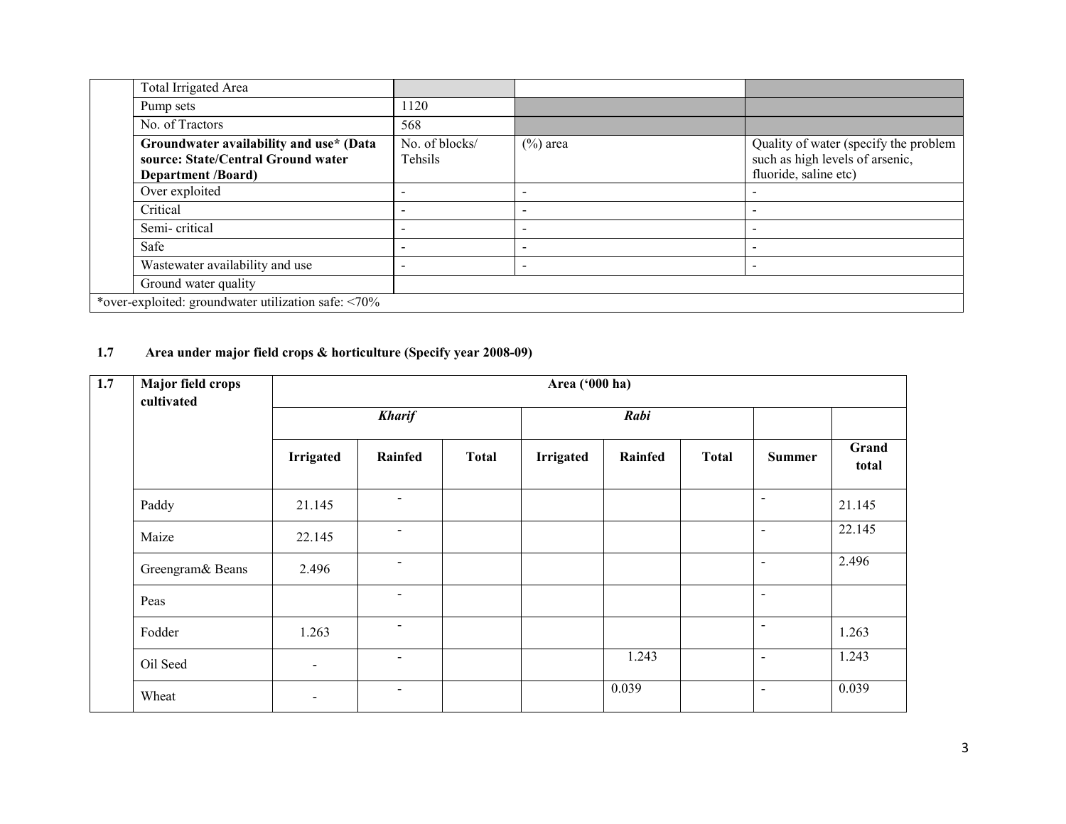| | | | |
|---|---|---|---|
| Total Irrigated Area | | | |
| Pump sets | 1120 | | |
| No. of Tractors | 568 | | |
| **Groundwater availability and use* (Data source: State/Central Ground water Department /Board)** | No. of blocks/ Tehsils | (%) area | Quality of water (specify the problem such as high levels of arsenic, fluoride, saline etc) |
| Over exploited | - | - | - |
| Critical | - | - | - |
| Semi- critical | - | - | - |
| Safe | - | - | - |
| Wastewater availability and use | - | - | - |
| Ground water quality | | | |
| *over-exploited: groundwater utilization safe: <70% | | | |

**1.7 Area under major field crops & horticulture (Specify year 2008-09)**

| 1.7 | Major field crops cultivated | Area ('000 ha) | | | | | | | |
|---|---|---|---|---|---|---|---|---|---|
| | | *Kharif* | | | *Rabi* | | | | |
| | | **Irrigated** | **Rainfed** | **Total** | **Irrigated** | **Rainfed** | **Total** | **Summer** | **Grand total** |
| | Paddy | 21.145 | - | | | | | - | 21.145 |
| | Maize | 22.145 | - | | | | | - | 22.145 |
| | Greengram& Beans | 2.496 | - | | | | | - | 2.496 |
| | Peas | | - | | | | | - | |
| | Fodder | 1.263 | - | | | | | - | 1.263 |
| | Oil Seed | - | - | | | 1.243 | | - | 1.243 |
| | Wheat | - | - | | | 0.039 | | - | 0.039 |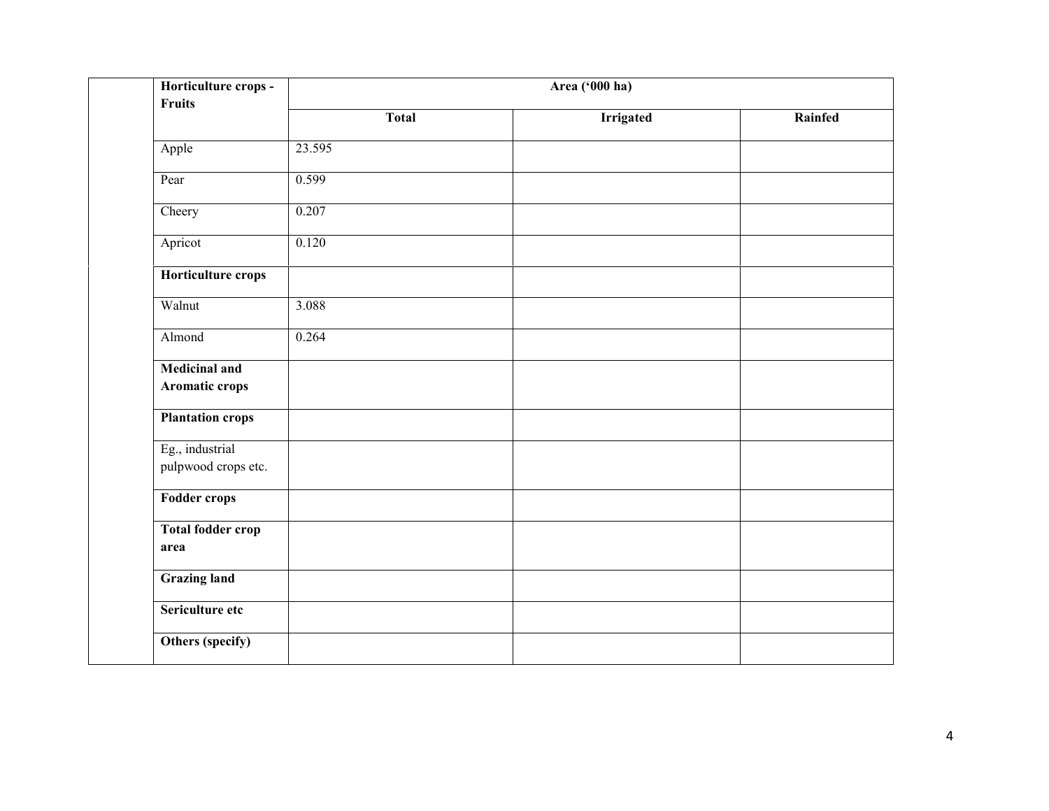| | Horticulture crops - Fruits | Area ('000 ha) | | |
|---|---|---|---|---|
| | | Total | Irrigated | Rainfed |
| | Apple | 23.595 | | |
| | Pear | 0.599 | | |
| | Cheery | 0.207 | | |
| | Apricot | 0.120 | | |
| | **Horticulture crops** | | | |
| | Walnut | 3.088 | | |
| | Almond | 0.264 | | |
| | **Medicinal and Aromatic crops** | | | |
| | **Plantation crops** | | | |
| | Eg., industrial pulpwood crops etc. | | | |
| | **Fodder crops** | | | |
| | **Total fodder crop area** | | | |
| | **Grazing land** | | | |
| | **Sericulture etc** | | | |
| | **Others (specify)** | | | |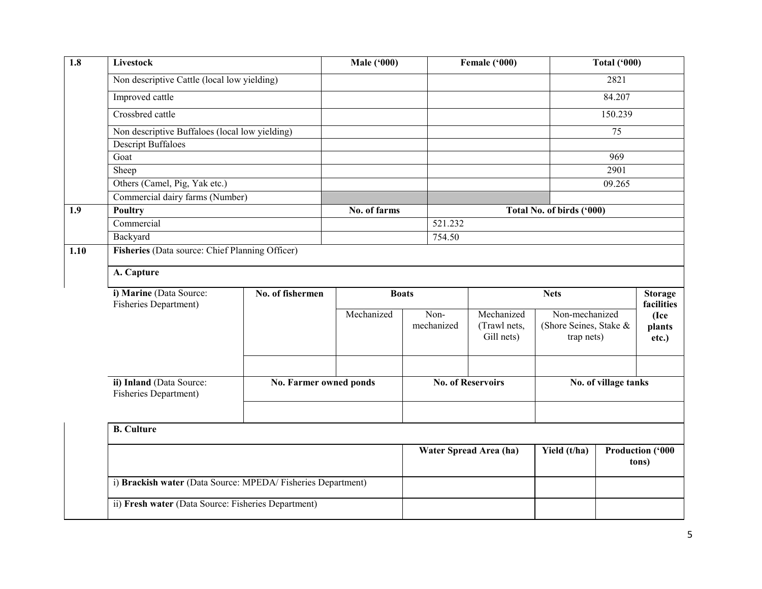| 1.8 | Livestock | Male ('000) | Female ('000) | Total ('000) |
|---|---|---|---|---|
| | Non descriptive Cattle (local low yielding) | | | 2821 |
| | Improved cattle | | | 84.207 |
| | Crossbred cattle | | | 150.239 |
| | Non descriptive Buffaloes (local low yielding) | | | 75 |
| | Descript Buffaloes | | | |
| | Goat | | | 969 |
| | Sheep | | | 2901 |
| | Others (Camel, Pig, Yak etc.) | | | 09.265 |
| | Commercial dairy farms (Number) | | | |
| **1.9** | **Poultry** | **No. of farms** | **Total No. of birds ('000)** | |
| | Commercial | | 521.232 | |
| | Backyard | | 754.50 | |

**1.10 Fisheries** (Data source: Chief Planning Officer)

**A. Capture**

| i) Marine (Data Source: Fisheries Department) | No. of fishermen | Boats | | Nets | | Storage facilities (Ice plants etc.) |
|---|---|---|---|---|---|---|
| | | Mechanized | Non-mechanized | Mechanized (Trawl nets, Gill nets) | Non-mechanized (Shore Seines, Stake & trap nets) | |
| | | | | | | |

| ii) Inland (Data Source: Fisheries Department) | No. Farmer owned ponds | No. of Reservoirs | No. of village tanks |
|---|---|---|---|
| | | | |

**B. Culture**

| | Water Spread Area (ha) | Yield (t/ha) | Production ('000 tons) |
|---|---|---|---|
| i) **Brackish water** (Data Source: MPEDA/ Fisheries Department) | | | |
| ii) **Fresh water** (Data Source: Fisheries Department) | | | |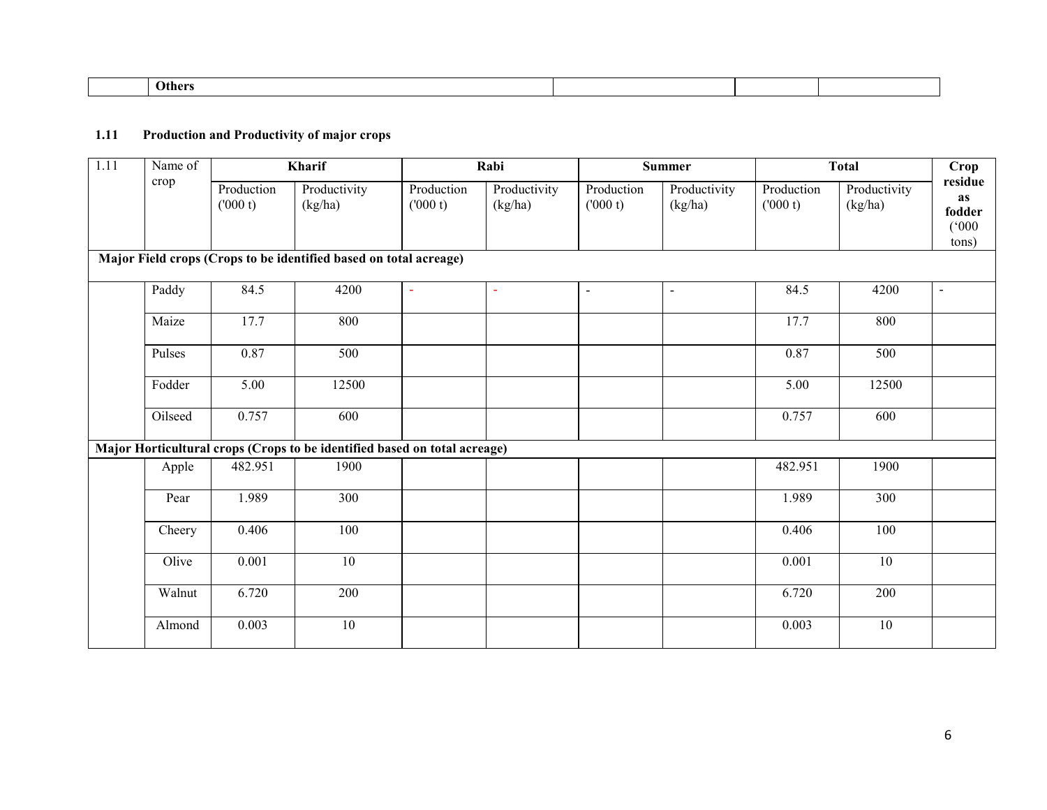| | Others | | | |
|---|---|---|---|---|

**1.11 Production and Productivity of major crops**

| 1.11 | Name of crop | Kharif | | Rabi | | Summer | | Total | | Crop residue as fodder ('000 tons) |
|---|---|---|---|---|---|---|---|---|---|---|
| | | Production ('000 t) | Productivity (kg/ha) | Production ('000 t) | Productivity (kg/ha) | Production ('000 t) | Productivity (kg/ha) | Production ('000 t) | Productivity (kg/ha) | |
| **Major Field crops (Crops to be identified based on total acreage)** | | | | | | | | | | |
| | Paddy | 84.5 | 4200 | - | - | - | - | 84.5 | 4200 | - |
| | Maize | 17.7 | 800 | | | | | 17.7 | 800 | |
| | Pulses | 0.87 | 500 | | | | | 0.87 | 500 | |
| | Fodder | 5.00 | 12500 | | | | | 5.00 | 12500 | |
| | Oilseed | 0.757 | 600 | | | | | 0.757 | 600 | |
| **Major Horticultural crops (Crops to be identified based on total acreage)** | | | | | | | | | | |
| | Apple | 482.951 | 1900 | | | | | 482.951 | 1900 | |
| | Pear | 1.989 | 300 | | | | | 1.989 | 300 | |
| | Cheery | 0.406 | 100 | | | | | 0.406 | 100 | |
| | Olive | 0.001 | 10 | | | | | 0.001 | 10 | |
| | Walnut | 6.720 | 200 | | | | | 6.720 | 200 | |
| | Almond | 0.003 | 10 | | | | | 0.003 | 10 | |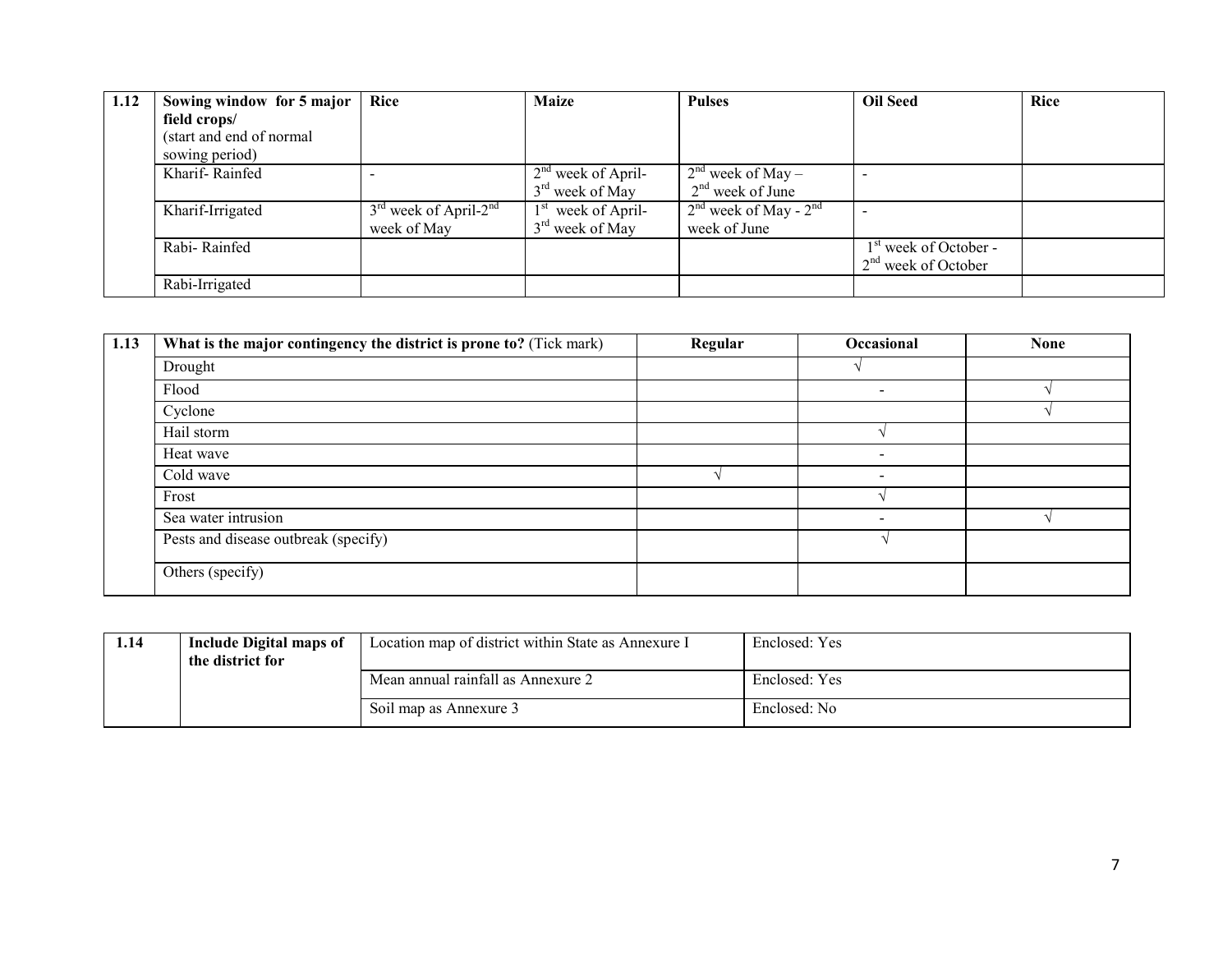| 1.12 | Sowing window for 5 major field crops/ (start and end of normal sowing period) | Rice | Maize | Pulses | Oil Seed | Rice |
|---|---|---|---|---|---|---|
| | Kharif- Rainfed | - | 2nd week of April- 3rd week of May | 2nd week of May – 2nd week of June | - | |
| | Kharif-Irrigated | 3rd week of April-2nd week of May | 1st week of April- 3rd week of May | 2nd week of May - 2nd week of June | - | |
| | Rabi- Rainfed | | | | 1st week of October - 2nd week of October | |
| | Rabi-Irrigated | | | | | |

| 1.13 | What is the major contingency the district is prone to? (Tick mark) | Regular | Occasional | None |
|---|---|---|---|---|
| | Drought | | √ | |
| | Flood | | - | √ |
| | Cyclone | | | √ |
| | Hail storm | | √ | |
| | Heat wave | | - | |
| | Cold wave | √ | - | |
| | Frost | | √ | |
| | Sea water intrusion | | - | √ |
| | Pests and disease outbreak (specify) | | √ | |
| | Others (specify) | | | |

| 1.14 | Include Digital maps of the district for | Location map of district within State as Annexure I | Enclosed: Yes |
|---|---|---|---|
| | | Mean annual rainfall as Annexure 2 | Enclosed: Yes |
| | | Soil map as Annexure 3 | Enclosed: No |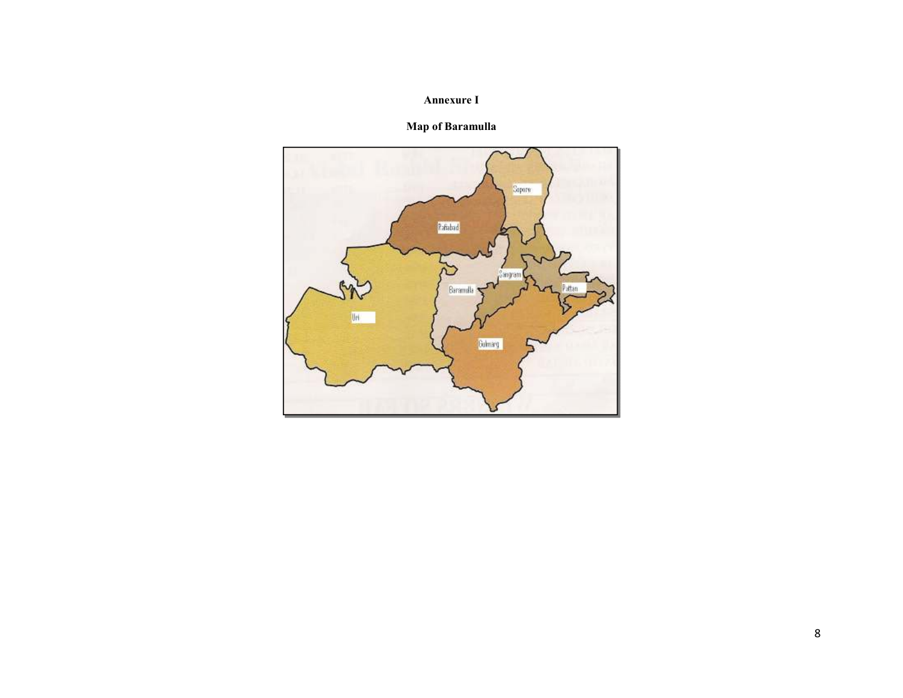**Annexure I**

**Map of Baramulla**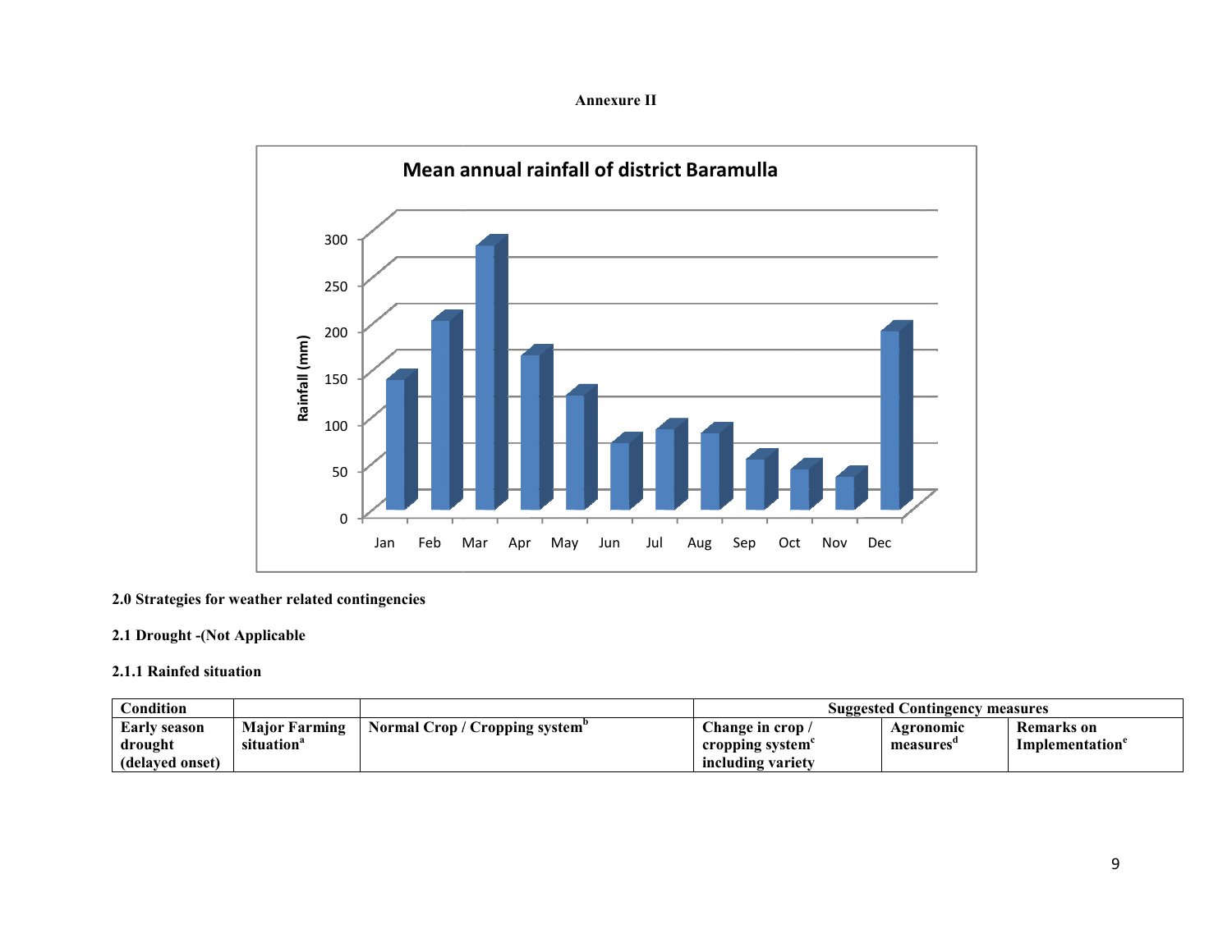**Annexure II**

**Mean annual rainfall of district Baramulla**

**2.0 Strategies for weather related contingencies**

**2.1 Drought -(Not Applicable**

**2.1.1 Rainfed situation**

| **Condition** | | | **Suggested Contingency measures** | | |
|---|---|---|---|---|---|
| **Early season drought (delayed onset)** | **Major Farming situation[a]** | **Normal Crop / Cropping system[b]** | **Change in crop / cropping system[c] including variety** | **Agronomic measures[d]** | **Remarks on Implementation[e]** |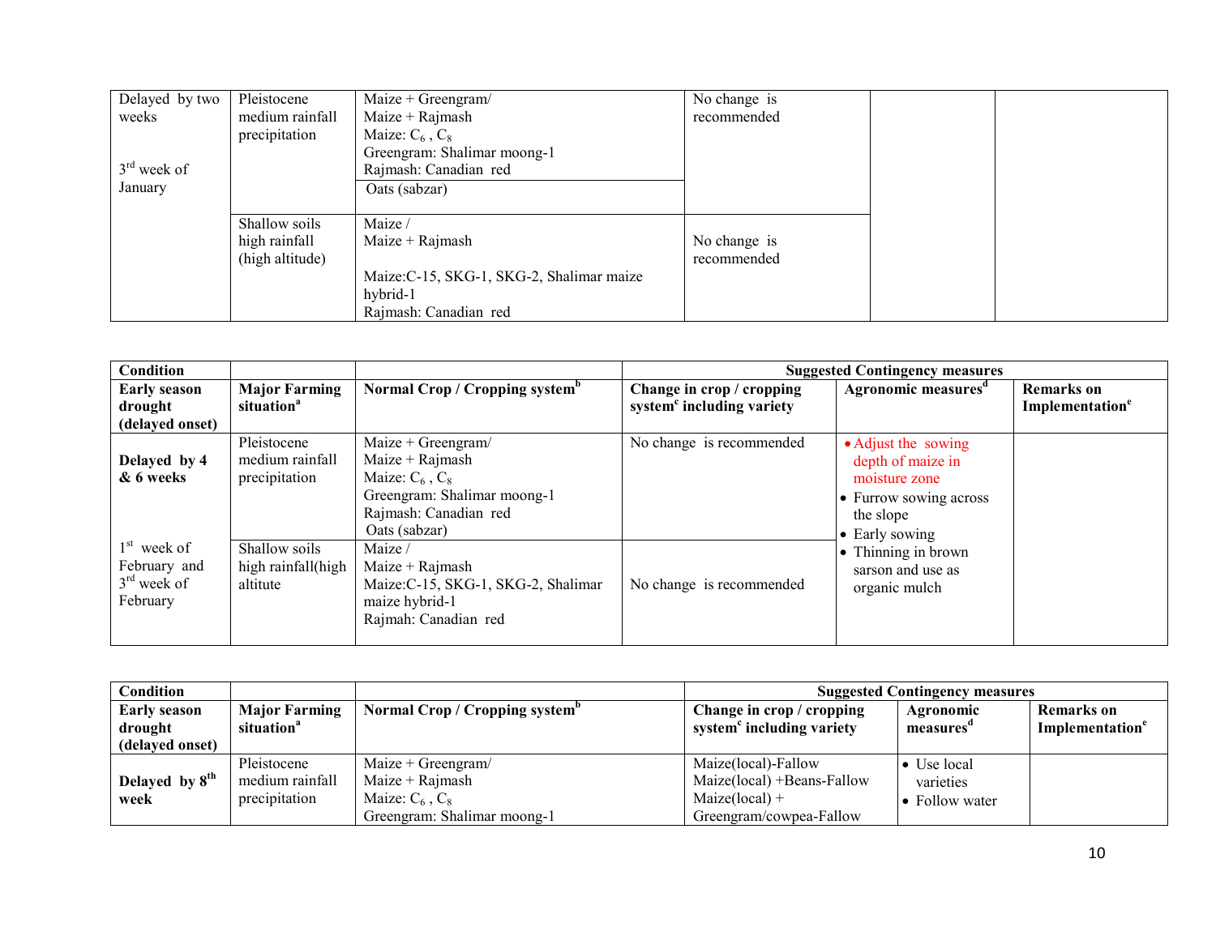| Delayed by two weeks<br><br>3rd week of January | Pleistocene medium rainfall precipitation | Maize + Greengram/<br>Maize + Rajmash<br>Maize: $C_6$ , $C_8$<br>Greengram: Shalimar moong-1<br>Rajmash: Canadian red | No change is recommended | | |
|---|---|---|---|---|---|
| | | Oats (sabzar) | | | |
| | Shallow soils high rainfall (high altitude) | Maize /<br>Maize + Rajmash<br><br>Maize:C-15, SKG-1, SKG-2, Shalimar maize hybrid-1<br>Rajmash: Canadian red | No change is recommended | | |

| **Condition** | | | **Suggested Contingency measures** | | |
|---|---|---|---|---|---|
| **Early season drought (delayed onset)** | **Major Farming situation**[a] | **Normal Crop / Cropping system**[b] | **Change in crop / cropping system**[c] **including variety** | **Agronomic measures**[d] | **Remarks on Implementation**[e] |
| **Delayed by 4 & 6 weeks**<br><br>1st week of February and 3rd week of February | Pleistocene medium rainfall precipitation | Maize + Greengram/<br>Maize + Rajmash<br>Maize: $C_6$ , $C_8$<br>Greengram: Shalimar moong-1<br>Rajmash: Canadian red<br>Oats (sabzar) | No change is recommended | • Adjust the sowing depth of maize in moisture zone<br>• Furrow sowing across the slope<br>• Early sowing<br>• Thinning in brown sarson and use as organic mulch | |
| | Shallow soils high rainfall(high altitute | Maize /<br>Maize + Rajmash<br>Maize:C-15, SKG-1, SKG-2, Shalimar maize hybrid-1<br>Rajmah: Canadian red | No change is recommended | | |

| **Condition** | | | **Suggested Contingency measures** | | |
|---|---|---|---|---|---|
| **Early season drought (delayed onset)** | **Major Farming situation**[a] | **Normal Crop / Cropping system**[b] | **Change in crop / cropping system**[c] **including variety** | **Agronomic measures**[d] | **Remarks on Implementation**[e] |
| **Delayed by 8th week** | Pleistocene medium rainfall precipitation | Maize + Greengram/<br>Maize + Rajmash<br>Maize: $C_6$ , $C_8$<br>Greengram: Shalimar moong-1 | Maize(local)-Fallow<br>Maize(local) +Beans-Fallow<br>Maize(local) +<br>Greengram/cowpea-Fallow | • Use local varieties<br>• Follow water | |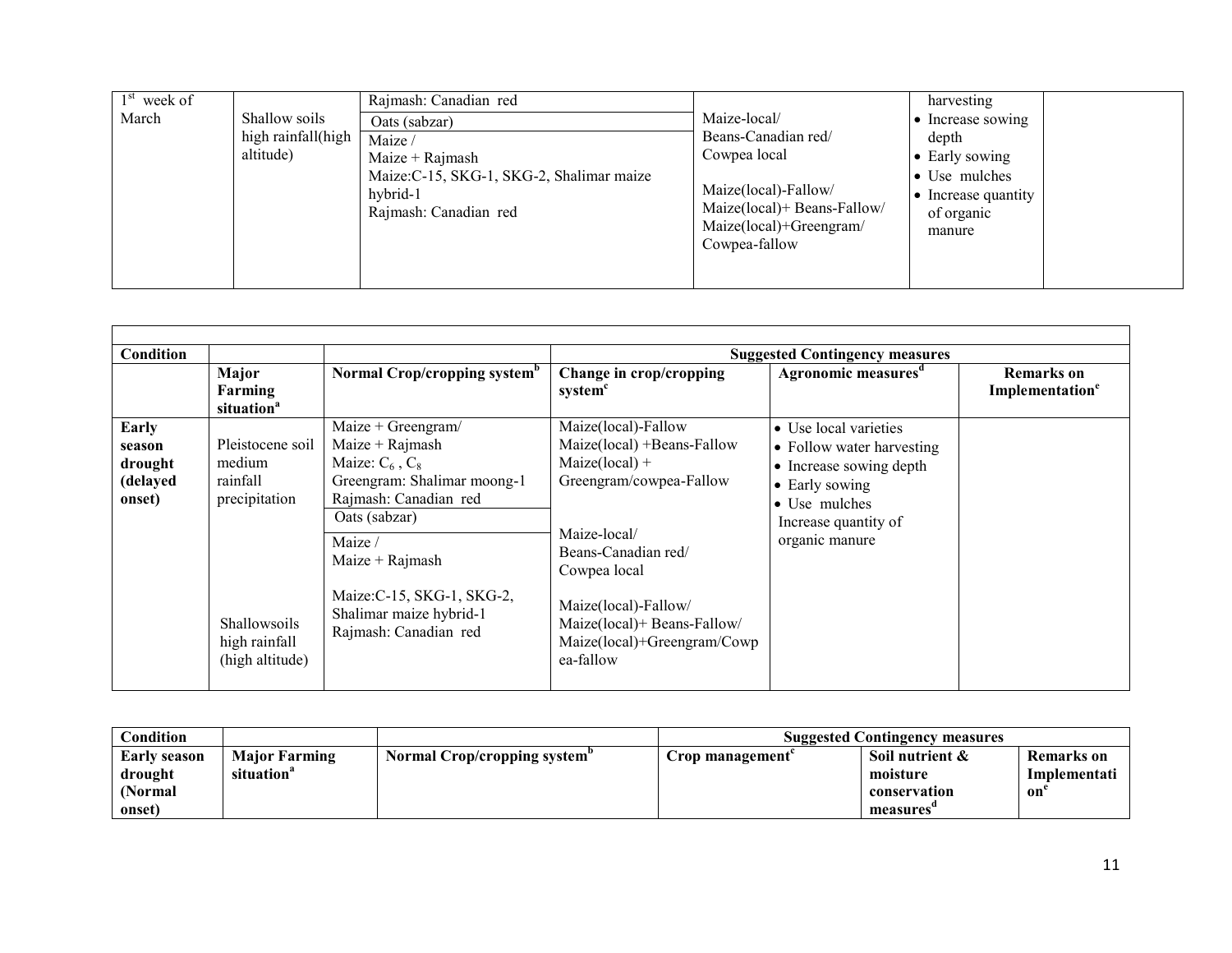| 1[st] week of March | Shallow soils high rainfall(high altitude) | Rajmash: Canadian red | Maize-local/ Beans-Canadian red/ Cowpea local<br><br>Maize(local)-Fallow/ Maize(local)+ Beans-Fallow/ Maize(local)+Greengram/ Cowpea-fallow | harvesting<br>• Increase sowing depth<br>• Early sowing<br>• Use mulches<br>• Increase quantity of organic manure | |
|---|---|---|---|---|---|
| | | Oats (sabzar) | | | |
| | | Maize /<br>Maize + Rajmash<br>Maize:C-15, SKG-1, SKG-2, Shalimar maize hybrid-1<br>Rajmash: Canadian red | | | |

| Condition | | | Suggested Contingency measures | | |
|---|---|---|---|---|---|
| | Major Farming situation[a] | Normal Crop/cropping system[b] | Change in crop/cropping system[c] | Agronomic measures[d] | Remarks on Implementation[e] |
| Early season drought (delayed onset) | Pleistocene soil medium rainfall precipitation | Maize + Greengram/<br>Maize + Rajmash<br>Maize: $C_6$ , $C_8$<br>Greengram: Shalimar moong-1<br>Rajmash: Canadian red | Maize(local)-Fallow<br>Maize(local) +Beans-Fallow<br>Maize(local) + Greengram/cowpea-Fallow | • Use local varieties<br>• Follow water harvesting<br>• Increase sowing depth<br>• Early sowing<br>• Use mulches<br>Increase quantity of organic manure | |
| | | Oats (sabzar) | | | |
| | Shallowsoils high rainfall (high altitude) | Maize /<br>Maize + Rajmash<br><br>Maize:C-15, SKG-1, SKG-2, Shalimar maize hybrid-1<br>Rajmash: Canadian red | Maize-local/<br>Beans-Canadian red/<br>Cowpea local<br><br>Maize(local)-Fallow/<br>Maize(local)+ Beans-Fallow/<br>Maize(local)+Greengram/Cowpea-fallow | | |

| Condition | | | Suggested Contingency measures | | |
|---|---|---|---|---|---|
| Early season drought (Normal onset) | Major Farming situation[a] | Normal Crop/cropping system[b] | Crop management[c] | Soil nutrient & moisture conservation measures[d] | Remarks on Implementation[e] |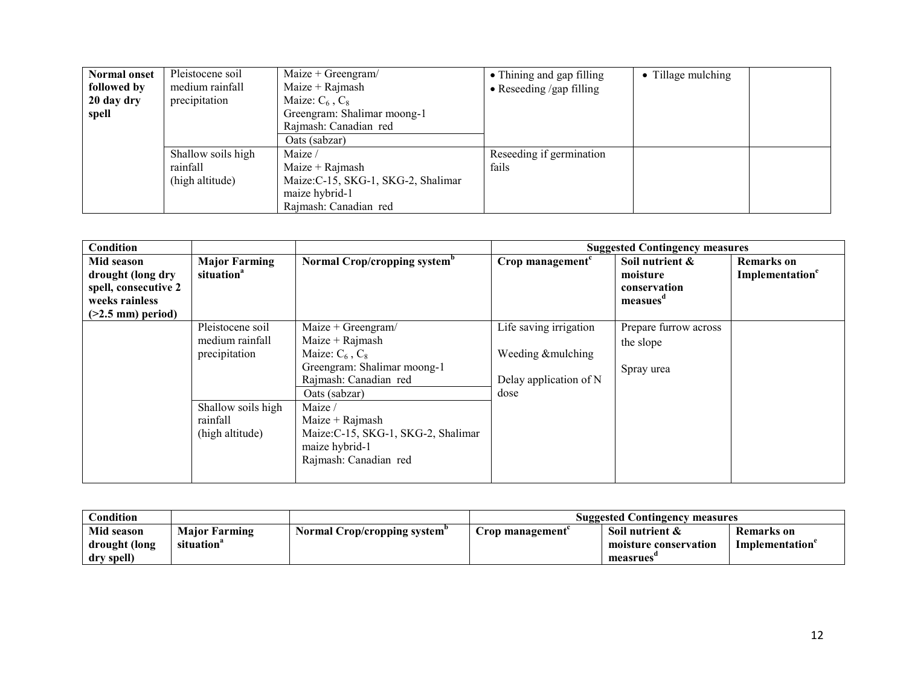| Normal onset followed by 20 day dry spell | Pleistocene soil medium rainfall precipitation | Maize + Greengram/<br>Maize + Rajmash<br>Maize: $C_6$ , $C_8$<br>Greengram: Shalimar moong-1<br>Rajmash: Canadian red | • Thining and gap filling<br>• Reseeding /gap filling | • Tillage mulching | |
|---|---|---|---|---|---|
| | | Oats (sabzar) | | | |
| | Shallow soils high rainfall (high altitude) | Maize /<br>Maize + Rajmash<br>Maize:C-15, SKG-1, SKG-2, Shalimar maize hybrid-1<br>Rajmash: Canadian red | Reseeding if germination fails | | |

| Condition | | | Suggested Contingency measures | | |
|---|---|---|---|---|---|
| Mid season drought (long dry spell, consecutive 2 weeks rainless (>2.5 mm) period) | Major Farming situation[a] | Normal Crop/cropping system[b] | Crop management[c] | Soil nutrient & moisture conservation measues[d] | Remarks on Implementation[e] |
| | Pleistocene soil medium rainfall precipitation | Maize + Greengram/<br>Maize + Rajmash<br>Maize: $C_6$ , $C_8$<br>Greengram: Shalimar moong-1<br>Rajmash: Canadian red | Life saving irrigation<br><br>Weeding &mulching<br><br>Delay application of N dose | Prepare furrow across the slope<br><br>Spray urea | |
| | | Oats (sabzar) | | | |
| | Shallow soils high rainfall (high altitude) | Maize /<br>Maize + Rajmash<br>Maize:C-15, SKG-1, SKG-2, Shalimar maize hybrid-1<br>Rajmash: Canadian red | | | |

| Condition | | | Suggested Contingency measures | | |
|---|---|---|---|---|---|
| Mid season drought (long dry spell) | Major Farming situation[a] | Normal Crop/cropping system[b] | Crop management[c] | Soil nutrient & moisture conservation measrues[d] | Remarks on Implementation[e] |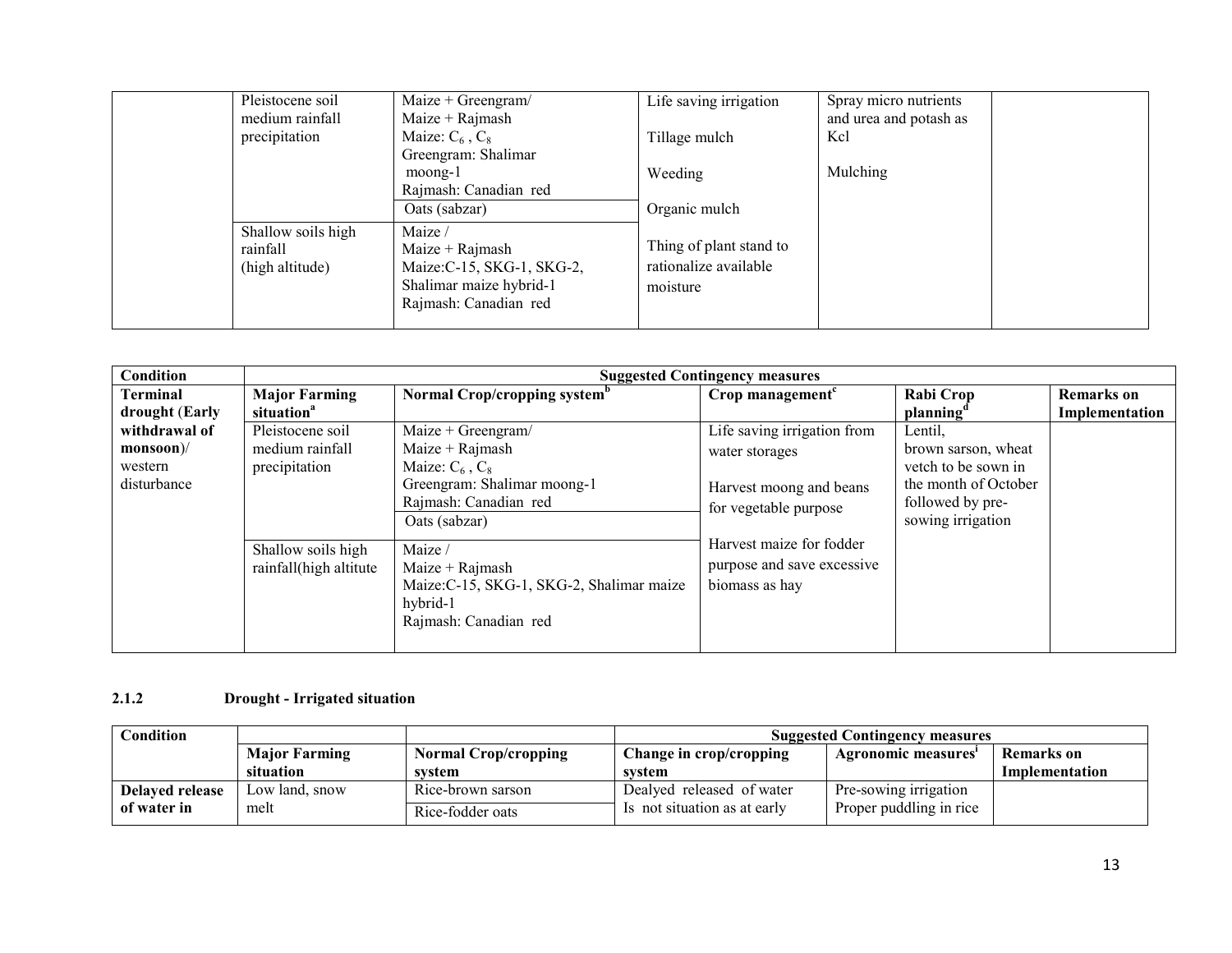| | | | | | |
|---|---|---|---|---|---|
| | Pleistocene soil medium rainfall precipitation | Maize + Greengram/ Maize + Rajmash Maize: $C_6$ , $C_8$ Greengram: Shalimar moong-1 Rajmash: Canadian red | Life saving irrigation<br><br>Tillage mulch<br><br>Weeding<br><br>Organic mulch<br><br>Thing of plant stand to rationalize available moisture | Spray micro nutrients and urea and potash as Kcl<br><br>Mulching | |
| | | Oats (sabzar) | | | |
| | Shallow soils high rainfall (high altitude) | Maize / Maize + Rajmash Maize:C-15, SKG-1, SKG-2, Shalimar maize hybrid-1 Rajmash: Canadian red | | | |

| Condition | Suggested Contingency measures | | | | |
|---|---|---|---|---|---|
| | **Major Farming situation**[a] | **Normal Crop/cropping system**[b] | **Crop management**[c] | **Rabi Crop planning**[d] | **Remarks on Implementation** |
| **Terminal drought (Early withdrawal of monsoon)**/ western disturbance | Pleistocene soil medium rainfall precipitation | Maize + Greengram/ Maize + Rajmash Maize: $C_6$ , $C_8$ Greengram: Shalimar moong-1 Rajmash: Canadian red | Life saving irrigation from water storages<br><br>Harvest moong and beans for vegetable purpose<br><br>Harvest maize for fodder purpose and save excessive biomass as hay | Lentil, brown sarson, wheat vetch to be sown in the month of October followed by pre-sowing irrigation | |
| | | Oats (sabzar) | | | |
| | Shallow soils high rainfall(high altitute | Maize / Maize + Rajmash Maize:C-15, SKG-1, SKG-2, Shalimar maize hybrid-1 Rajmash: Canadian red | | | |

### 2.1.2 Drought - Irrigated situation

| Condition | | | Suggested Contingency measures | | |
|---|---|---|---|---|---|
| | **Major Farming situation** | **Normal Crop/cropping system** | **Change in crop/cropping system** | **Agronomic measures**[i] | **Remarks on Implementation** |
| **Delayed release of water in** | Low land, snow melt | Rice-brown sarson | Dealyed released of water Is not situation as at early | Pre-sowing irrigation Proper puddling in rice | |
| | | Rice-fodder oats | | | |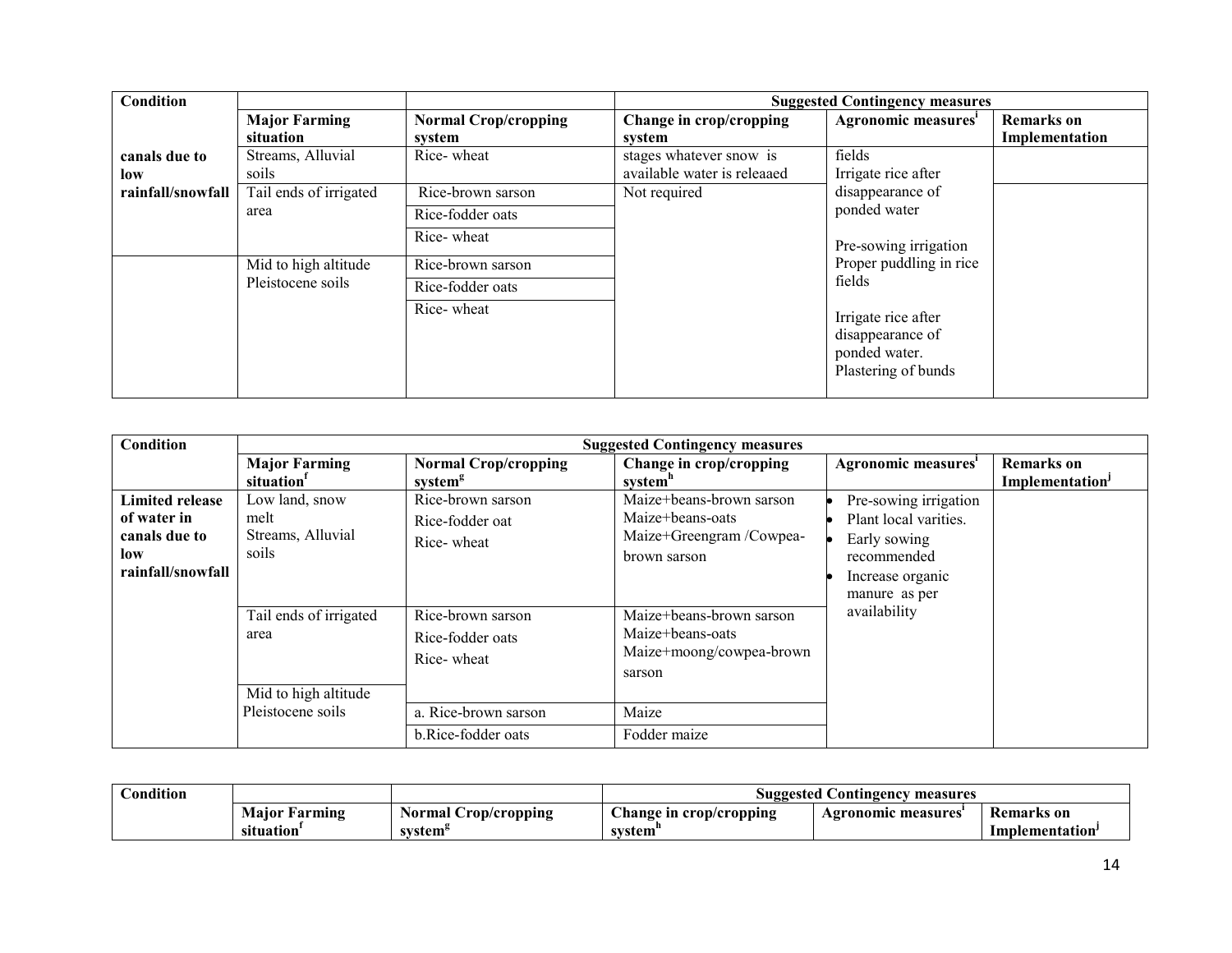| Condition | | | Suggested Contingency measures | | |
|---|---|---|---|---|---|
| | Major Farming situation | Normal Crop/cropping system | Change in crop/cropping system | Agronomic measures[i] | Remarks on Implementation |
| canals due to low rainfall/snowfall | Streams, Alluvial soils | Rice- wheat | stages whatever snow is available water is releaaed | fields Irrigate rice after disappearance of ponded water Pre-sowing irrigation Proper puddling in rice fields Irrigate rice after disappearance of ponded water. Plastering of bunds | |
| | Tail ends of irrigated area | Rice-brown sarson | Not required | | |
| | | Rice-fodder oats | | | |
| | | Rice- wheat | | | |
| | Mid to high altitude Pleistocene soils | Rice-brown sarson | | | |
| | | Rice-fodder oats | | | |
| | | Rice- wheat | | | |

| Condition | Suggested Contingency measures | | | | |
|---|---|---|---|---|---|
| | Major Farming situation[f] | Normal Crop/cropping system[g] | Change in crop/cropping system[h] | Agronomic measures[i] | Remarks on Implementation[j] |
| Limited release of water in canals due to low rainfall/snowfall | Low land, snow melt Streams, Alluvial soils | Rice-brown sarson Rice-fodder oat Rice- wheat | Maize+beans-brown sarson Maize+beans-oats Maize+Greengram /Cowpea-brown sarson | • Pre-sowing irrigation • Plant local varities. • Early sowing recommended • Increase organic manure as per availability | |
| | Tail ends of irrigated area | Rice-brown sarson Rice-fodder oats Rice- wheat | Maize+beans-brown sarson Maize+beans-oats Maize+moong/cowpea-brown sarson | | |
| | Mid to high altitude Pleistocene soils | a. Rice-brown sarson | Maize | | |
| | | b.Rice-fodder oats | Fodder maize | | |

| Condition | | | Suggested Contingency measures | | |
|---|---|---|---|---|---|
| | Major Farming situation[f] | Normal Crop/cropping system[g] | Change in crop/cropping system[h] | Agronomic measures[i] | Remarks on Implementation[j] |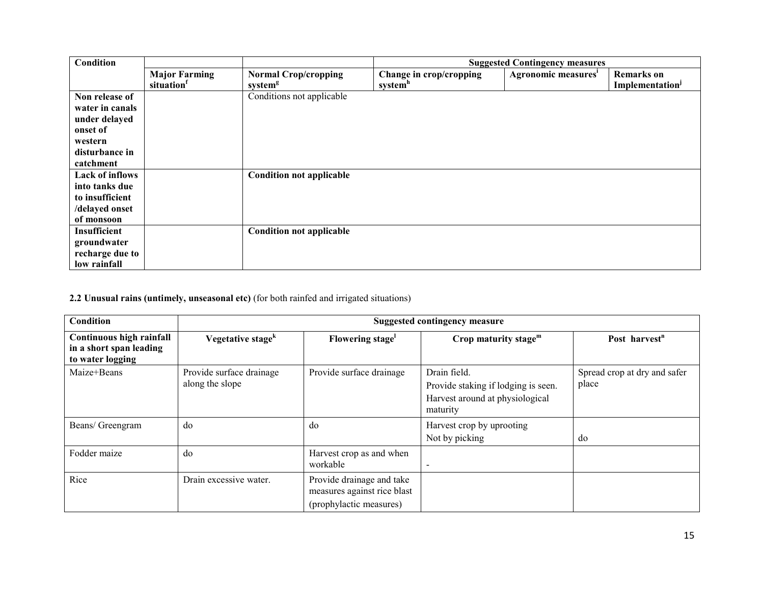| Condition | | | Suggested Contingency measures | | |
|---|---|---|---|---|---|
| | Major Farming situation[f] | Normal Crop/cropping system[g] | Change in crop/cropping system[h] | Agronomic measures[i] | Remarks on Implementation[j] |
| **Non release of water in canals under delayed onset of western disturbance in catchment** | | Conditions not applicable | | | |
| **Lack of inflows into tanks due to insufficient /delayed onset of monsoon** | | **Condition not applicable** | | | |
| **Insufficient groundwater recharge due to low rainfall** | | **Condition not applicable** | | | |

**2.2 Unusual rains (untimely, unseasonal etc)** (for both rainfed and irrigated situations)

| Condition | Suggested contingency measure | | | |
|---|---|---|---|---|
| **Continuous high rainfall in a short span leading to water logging** | **Vegetative stage[k]** | **Flowering stage[l]** | **Crop maturity stage[m]** | **Post harvest[n]** |
| Maize+Beans | Provide surface drainage along the slope | Provide surface drainage | Drain field.<br>Provide staking if lodging is seen.<br>Harvest around at physiological maturity | Spread crop at dry and safer place |
| Beans/ Greengram | do | do | Harvest crop by uprooting<br>Not by picking | do |
| Fodder maize | do | Harvest crop as and when workable | - | |
| Rice | Drain excessive water. | Provide drainage and take measures against rice blast (prophylactic measures) | | |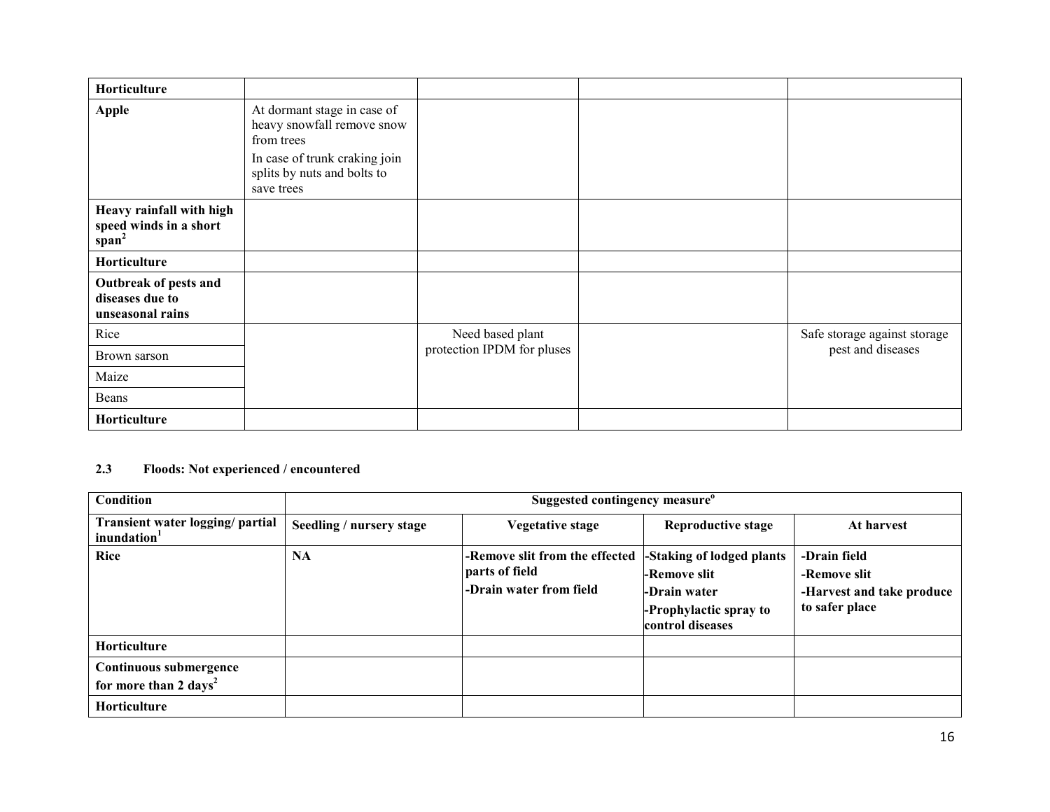| Horticulture | | | | |
|---|---|---|---|---|
| **Apple** | At dormant stage in case of heavy snowfall remove snow from trees<br>In case of trunk craking join splits by nuts and bolts to save trees | | | |
| **Heavy rainfall with high speed winds in a short span[2]** | | | | |
| **Horticulture** | | | | |
| **Outbreak of pests and diseases due to unseasonal rains** | | | | |
| Rice | | Need based plant protection IPDM for pluses | | Safe storage against storage pest and diseases |
| Brown sarson | | | | |
| Maize | | | | |
| Beans | | | | |
| **Horticulture** | | | | |

**2.3 Floods: Not experienced / encountered**

| Condition | Suggested contingency measure[o] | | | |
|---|---|---|---|---|
| **Transient water logging/ partial inundation[1]** | **Seedling / nursery stage** | **Vegetative stage** | **Reproductive stage** | **At harvest** |
| **Rice** | **NA** | **-Remove slit from the effected parts of field**<br>**-Drain water from field** | **-Staking of lodged plants**<br>**-Remove slit**<br>**-Drain water**<br>**-Prophylactic spray to control diseases** | **-Drain field**<br>**-Remove slit**<br>**-Harvest and take produce to safer place** |
| **Horticulture** | | | | |
| **Continuous submergence for more than 2 days[2]** | | | | |
| **Horticulture** | | | | |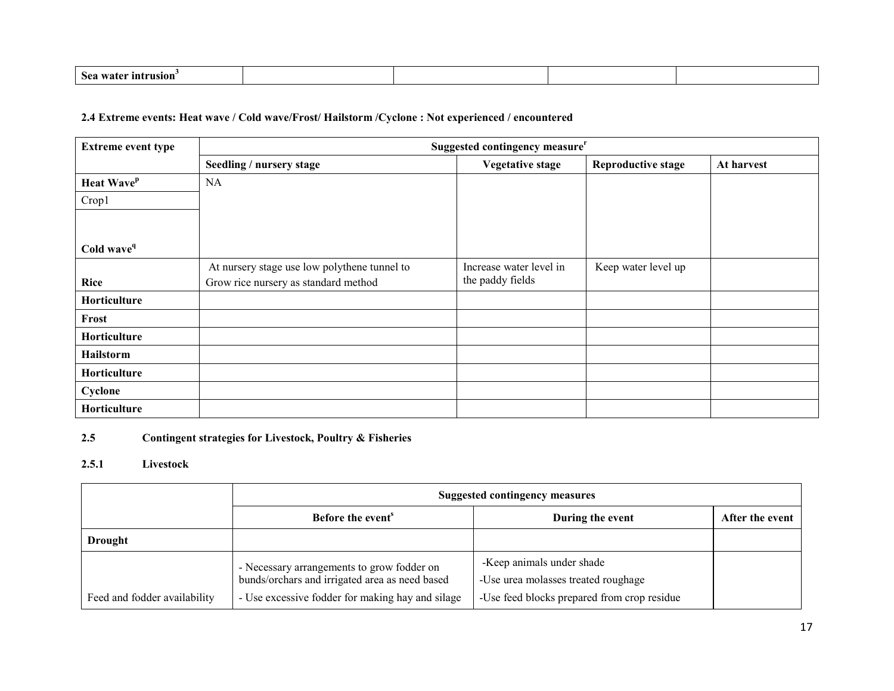| Sea water intrusion[3] | | | | |
|---|---|---|---|---|

**2.4 Extreme events: Heat wave / Cold wave/Frost/ Hailstorm /Cyclone : Not experienced / encountered**

| Extreme event type | Suggested contingency measure[r] | | | |
|---|---|---|---|---|
| | Seedling / nursery stage | Vegetative stage | Reproductive stage | At harvest |
| **Heat Wave[p]** | NA | | | |
| Crop1 | | | | |
| **Cold wave[q]** | | | | |
| **Rice** | At nursery stage use low polythene tunnel to Grow rice nursery as standard method | Increase water level in the paddy fields | Keep water level up | |
| **Horticulture** | | | | |
| **Frost** | | | | |
| **Horticulture** | | | | |
| **Hailstorm** | | | | |
| **Horticulture** | | | | |
| **Cyclone** | | | | |
| **Horticulture** | | | | |

**2.5 Contingent strategies for Livestock, Poultry & Fisheries**

**2.5.1 Livestock**

| | Suggested contingency measures | | |
|---|---|---|---|
| | Before the event[s] | During the event | After the event |
| **Drought** | | | |
| Feed and fodder availability | - Necessary arrangements to grow fodder on bunds/orchars and irrigated area as need based<br>- Use excessive fodder for making hay and silage | -Keep animals under shade<br>-Use urea molasses treated roughage<br>-Use feed blocks prepared from crop residue | |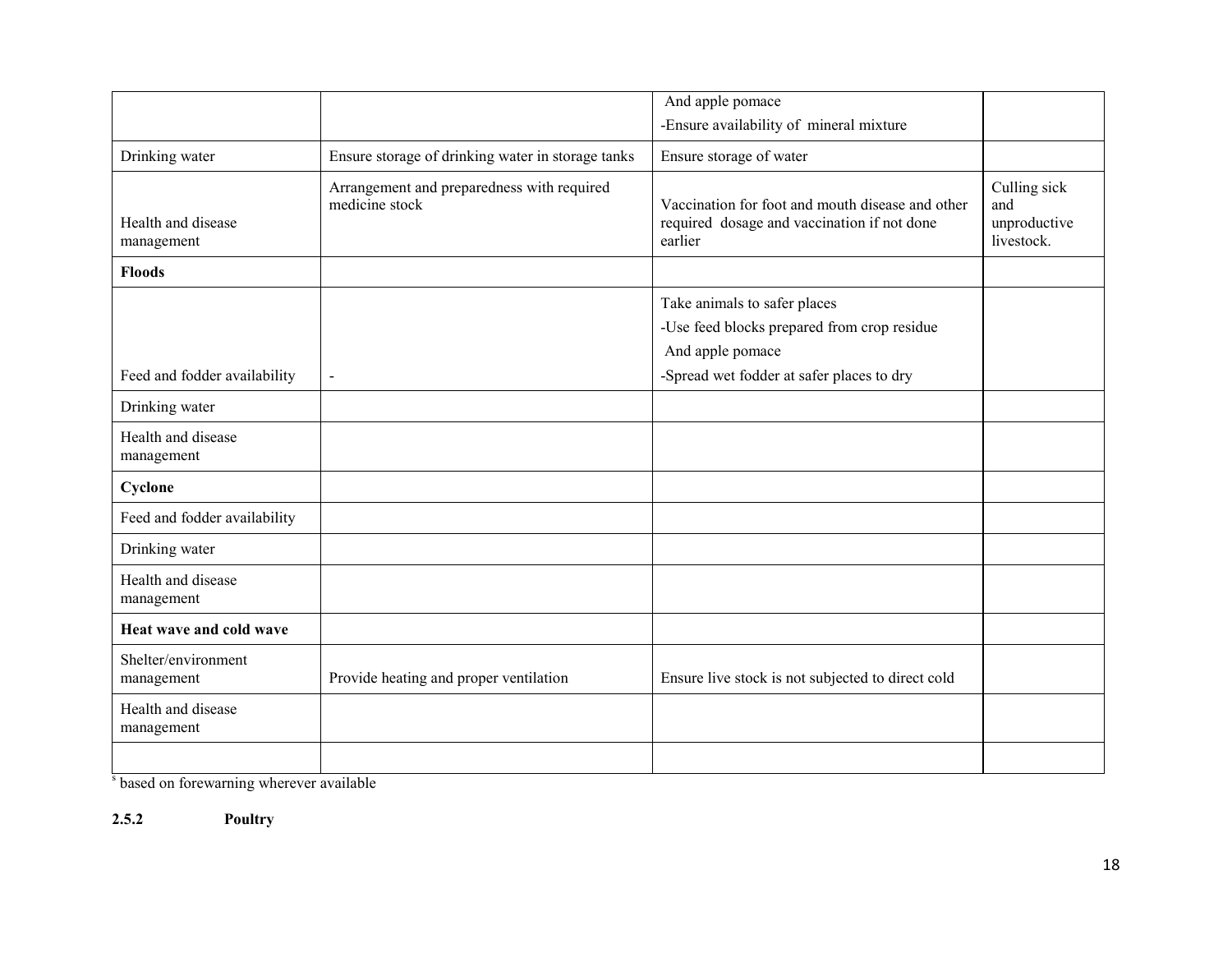| | | And apple pomace<br>-Ensure availability of mineral mixture | |
|---|---|---|---|
| Drinking water | Ensure storage of drinking water in storage tanks | Ensure storage of water | |
| Health and disease management | Arrangement and preparedness with required medicine stock | Vaccination for foot and mouth disease and other required dosage and vaccination if not done earlier | Culling sick and unproductive livestock. |
| **Floods** | | | |
| Feed and fodder availability | - | Take animals to safer places<br>-Use feed blocks prepared from crop residue And apple pomace<br>-Spread wet fodder at safer places to dry | |
| Drinking water | | | |
| Health and disease management | | | |
| **Cyclone** | | | |
| Feed and fodder availability | | | |
| Drinking water | | | |
| Health and disease management | | | |
| **Heat wave and cold wave** | | | |
| Shelter/environment management | Provide heating and proper ventilation | Ensure live stock is not subjected to direct cold | |
| Health and disease management | | | |
| | | | |

[s] based on forewarning wherever available

**2.5.2 Poultry**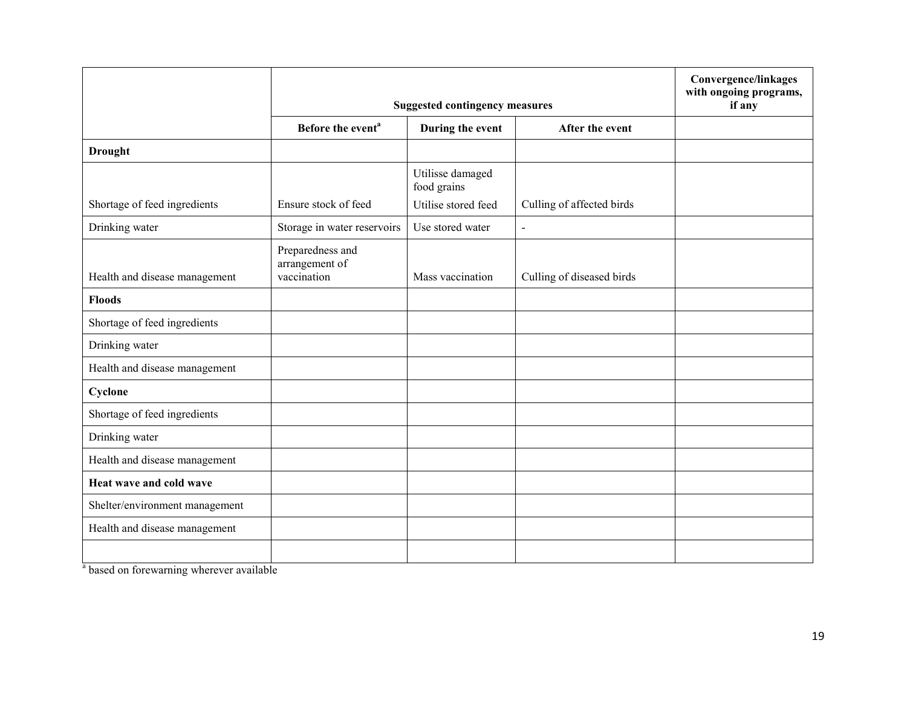| | Suggested contingency measures | | | Convergence/linkages with ongoing programs, if any |
|---|---|---|---|---|
| | Before the event[a] | During the event | After the event | |
| **Drought** | | | | |
| Shortage of feed ingredients | Ensure stock of feed | Utilisse damaged food grains<br>Utilise stored feed | Culling of affected birds | |
| Drinking water | Storage in water reservoirs | Use stored water | - | |
| Health and disease management | Preparedness and arrangement of vaccination | Mass vaccination | Culling of diseased birds | |
| **Floods** | | | | |
| Shortage of feed ingredients | | | | |
| Drinking water | | | | |
| Health and disease management | | | | |
| **Cyclone** | | | | |
| Shortage of feed ingredients | | | | |
| Drinking water | | | | |
| Health and disease management | | | | |
| **Heat wave and cold wave** | | | | |
| Shelter/environment management | | | | |
| Health and disease management | | | | |
| | | | | |

[a] based on forewarning wherever available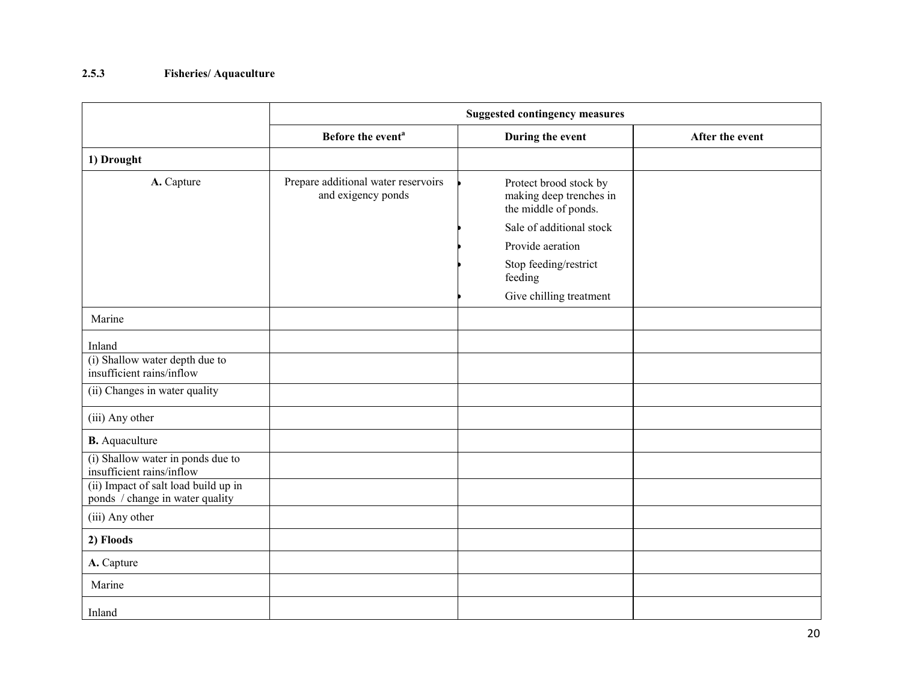### 2.5.3 Fisheries/ Aquaculture

| | Suggested contingency measures | | |
|---|---|---|---|
| | Before the event[a] | During the event | After the event |
| **1) Drought** | | | |
| **A.** Capture | Prepare additional water reservoirs and exigency ponds | • Protect brood stock by making deep trenches in the middle of ponds.<br>• Sale of additional stock<br>• Provide aeration<br>• Stop feeding/restrict feeding<br>• Give chilling treatment | |
| Marine | | | |
| Inland | | | |
| (i) Shallow water depth due to insufficient rains/inflow | | | |
| (ii) Changes in water quality | | | |
| (iii) Any other | | | |
| **B.** Aquaculture | | | |
| (i) Shallow water in ponds due to insufficient rains/inflow | | | |
| (ii) Impact of salt load build up in ponds / change in water quality | | | |
| (iii) Any other | | | |
| **2) Floods** | | | |
| **A.** Capture | | | |
| Marine | | | |
| Inland | | | |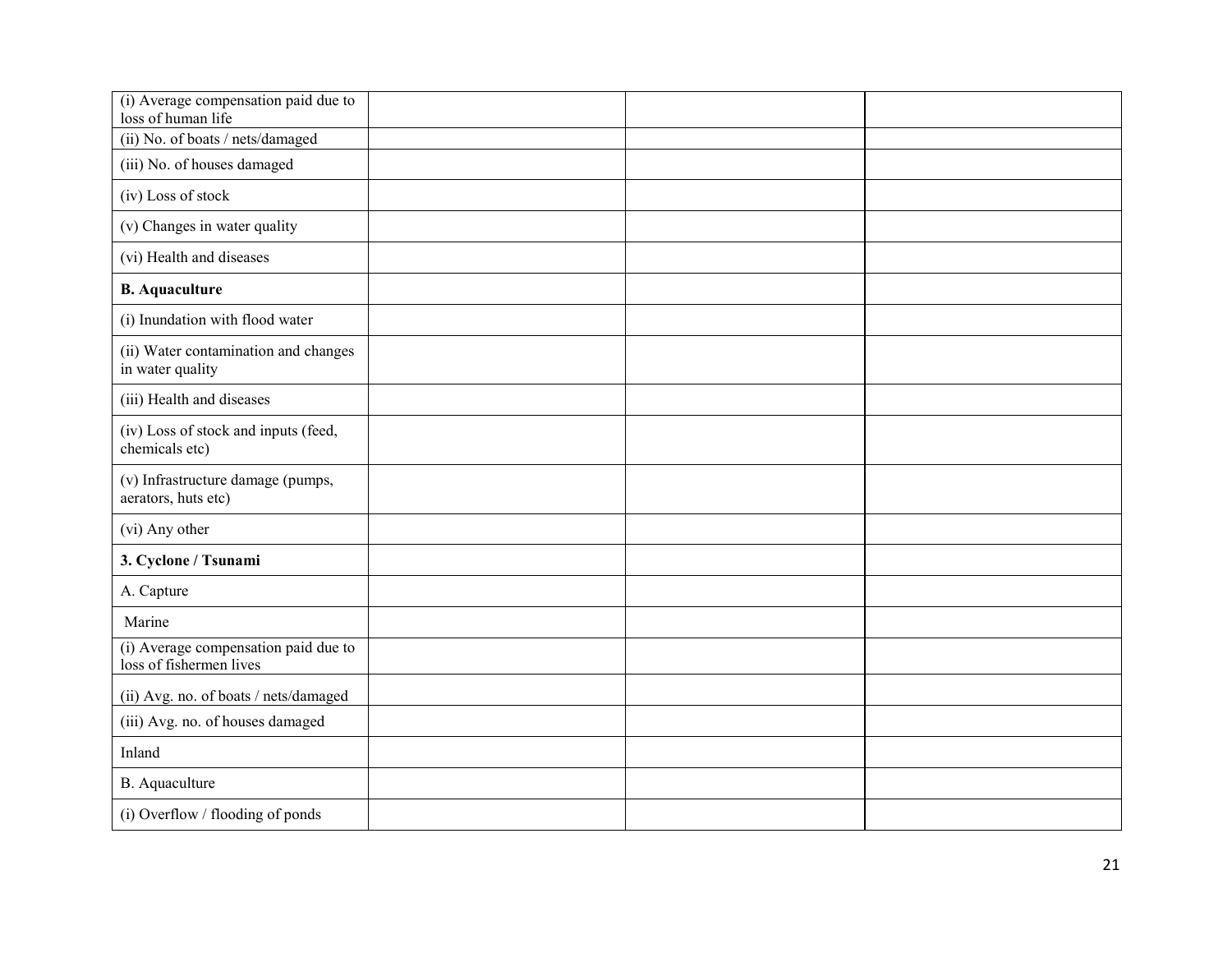| | | | |
|---|---|---|---|
| (i) Average compensation paid due to loss of human life | | | |
| (ii) No. of boats / nets/damaged | | | |
| (iii) No. of houses damaged | | | |
| (iv) Loss of stock | | | |
| (v) Changes in water quality | | | |
| (vi) Health and diseases | | | |
| **B. Aquaculture** | | | |
| (i) Inundation with flood water | | | |
| (ii) Water contamination and changes in water quality | | | |
| (iii) Health and diseases | | | |
| (iv) Loss of stock and inputs (feed, chemicals etc) | | | |
| (v) Infrastructure damage (pumps, aerators, huts etc) | | | |
| (vi) Any other | | | |
| **3. Cyclone / Tsunami** | | | |
| A. Capture | | | |
| Marine | | | |
| (i) Average compensation paid due to loss of fishermen lives | | | |
| (ii) Avg. no. of boats / nets/damaged | | | |
| (iii) Avg. no. of houses damaged | | | |
| Inland | | | |
| B. Aquaculture | | | |
| (i) Overflow / flooding of ponds | | | |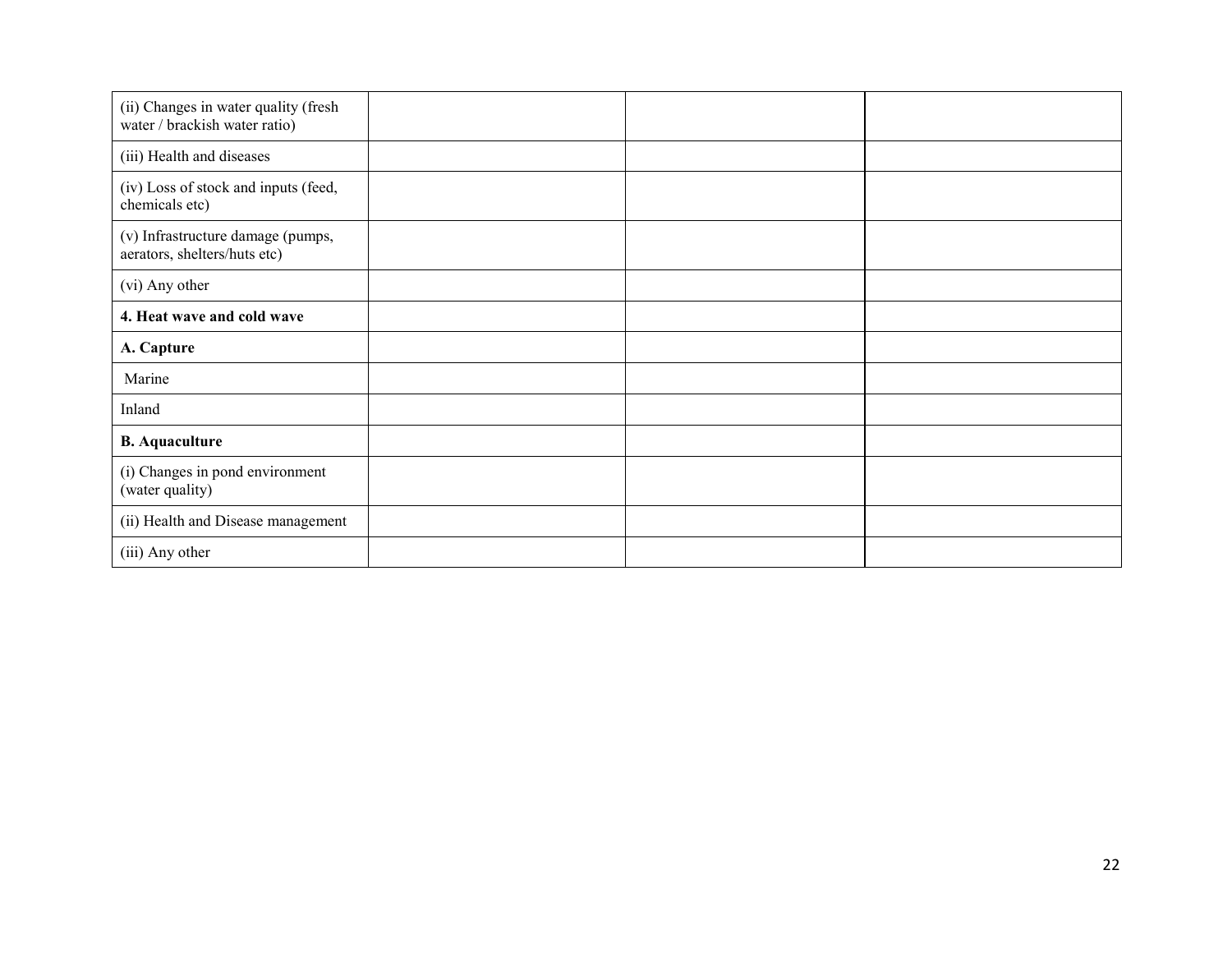| | | | |
|---|---|---|---|
| (ii) Changes in water quality (fresh water / brackish water ratio) | | | |
| (iii) Health and diseases | | | |
| (iv) Loss of stock and inputs (feed, chemicals etc) | | | |
| (v) Infrastructure damage (pumps, aerators, shelters/huts etc) | | | |
| (vi) Any other | | | |
| **4. Heat wave and cold wave** | | | |
| **A. Capture** | | | |
| Marine | | | |
| Inland | | | |
| **B. Aquaculture** | | | |
| (i) Changes in pond environment (water quality) | | | |
| (ii) Health and Disease management | | | |
| (iii) Any other | | | |